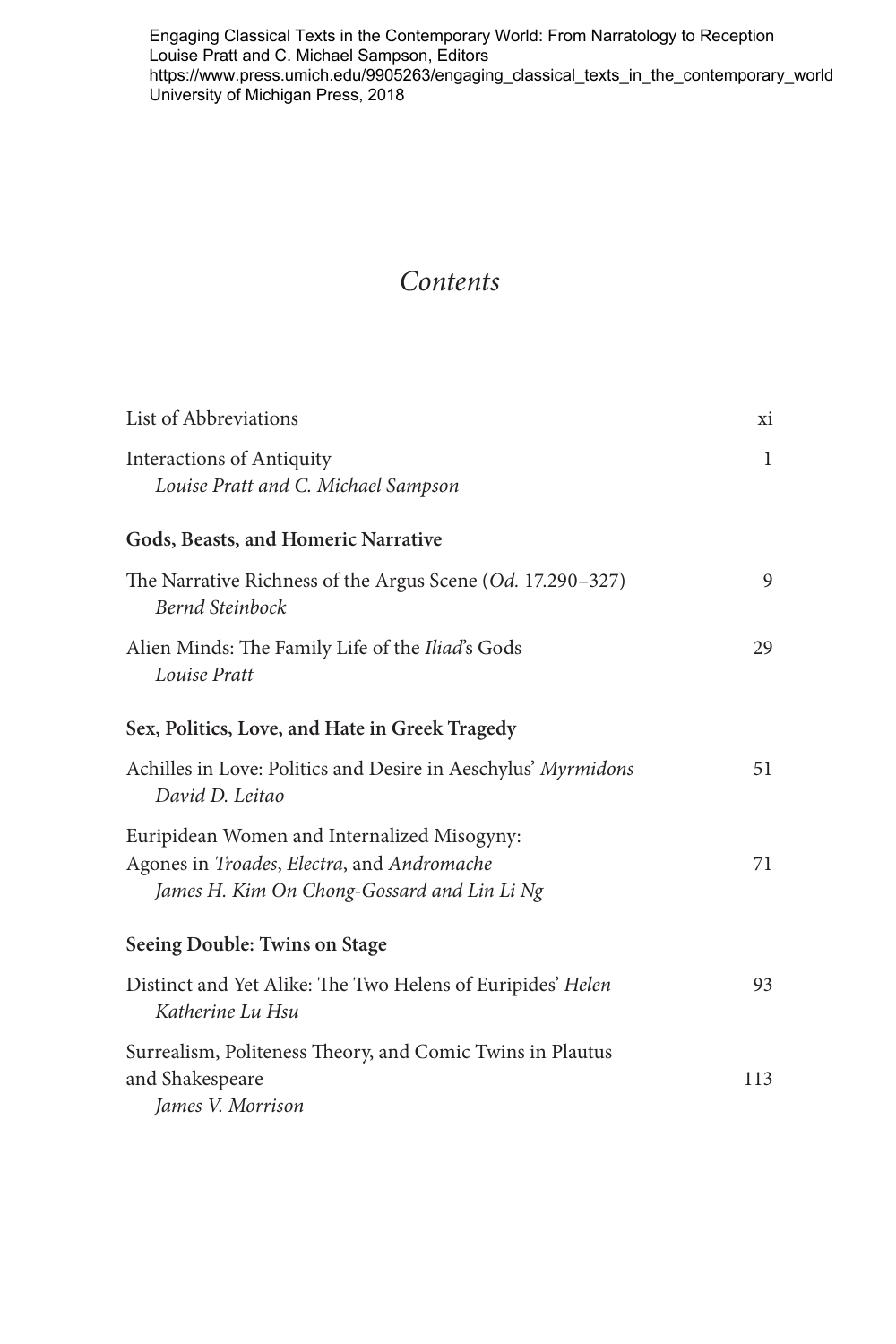Engaging Classical Texts in the Contemporary World: From Narratology to Reception
Louise Pratt and C. Michael Sampson, Editors
https://www.press.umich.edu/9905263/engaging_classical_texts_in_the_contemporary_world
University of Michigan Press, 2018

# *Contents*

List of Abbreviations — xi

Interactions of Antiquity — 1
*Louise Pratt and C. Michael Sampson*

**Gods, Beasts, and Homeric Narrative**

The Narrative Richness of the Argus Scene (*Od.* 17.290–327) — 9
*Bernd Steinbock*

Alien Minds: The Family Life of the *Iliad*'s Gods — 29
*Louise Pratt*

**Sex, Politics, Love, and Hate in Greek Tragedy**

Achilles in Love: Politics and Desire in Aeschylus' *Myrmidons* — 51
*David D. Leitao*

Euripidean Women and Internalized Misogyny: Agones in *Troades*, *Electra*, and *Andromache* — 71
*James H. Kim On Chong-Gossard and Lin Li Ng*

**Seeing Double: Twins on Stage**

Distinct and Yet Alike: The Two Helens of Euripides' *Helen* — 93
*Katherine Lu Hsu*

Surrealism, Politeness Theory, and Comic Twins in Plautus and Shakespeare — 113
*James V. Morrison*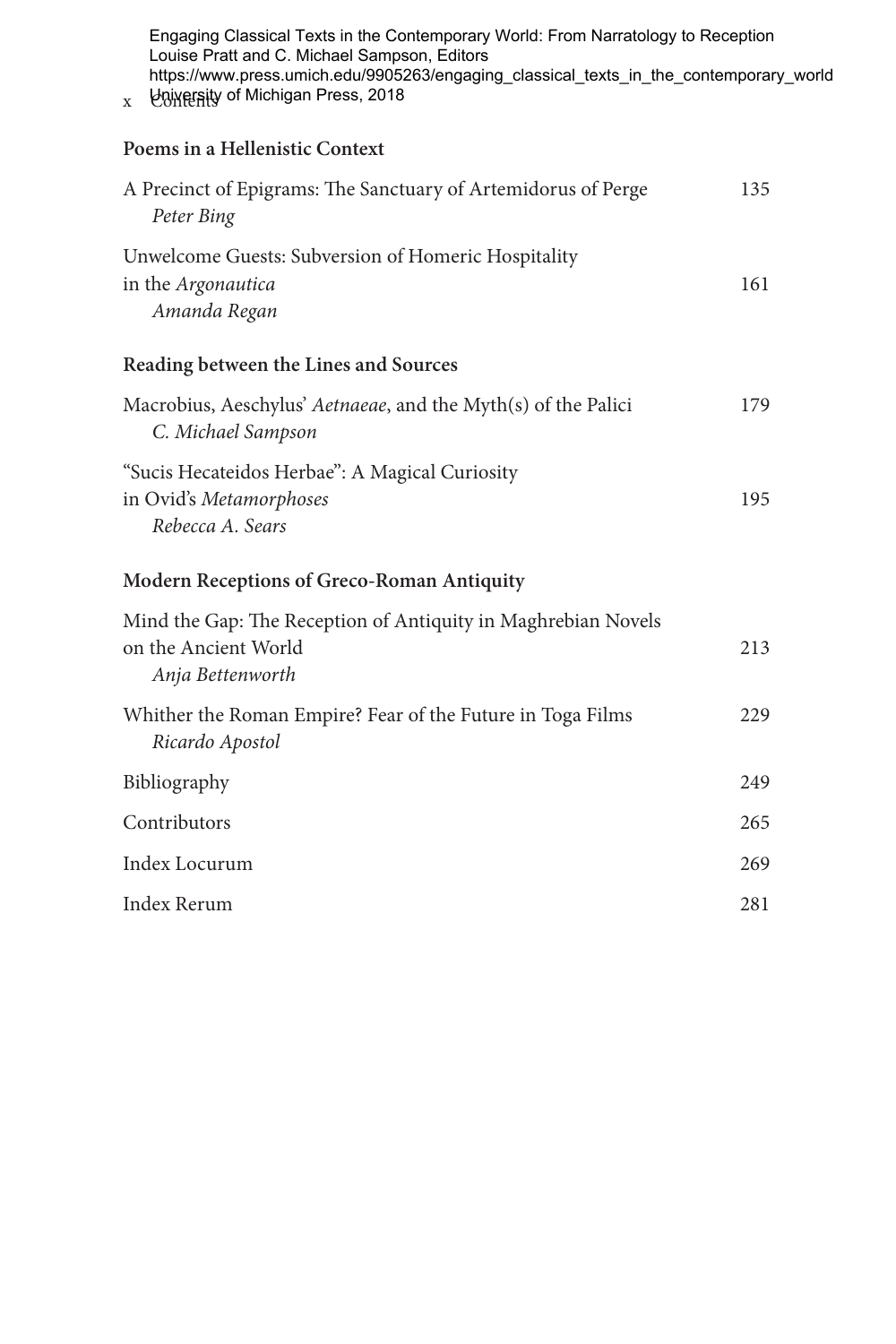### Poems in a Hellenistic Context

A Precinct of Epigrams: The Sanctuary of Artemidorus of Perge — 135
*Peter Bing*

Unwelcome Guests: Subversion of Homeric Hospitality in the *Argonautica* — 161
*Amanda Regan*

### Reading between the Lines and Sources

Macrobius, Aeschylus' *Aetnaeae*, and the Myth(s) of the Palici — 179
*C. Michael Sampson*

"Sucis Hecateidos Herbae": A Magical Curiosity in Ovid's *Metamorphoses* — 195
*Rebecca A. Sears*

### Modern Receptions of Greco-Roman Antiquity

Mind the Gap: The Reception of Antiquity in Maghrebian Novels on the Ancient World — 213
*Anja Bettenworth*

Whither the Roman Empire? Fear of the Future in Toga Films — 229
*Ricardo Apostol*

Bibliography — 249

Contributors — 265

Index Locurum — 269

Index Rerum — 281